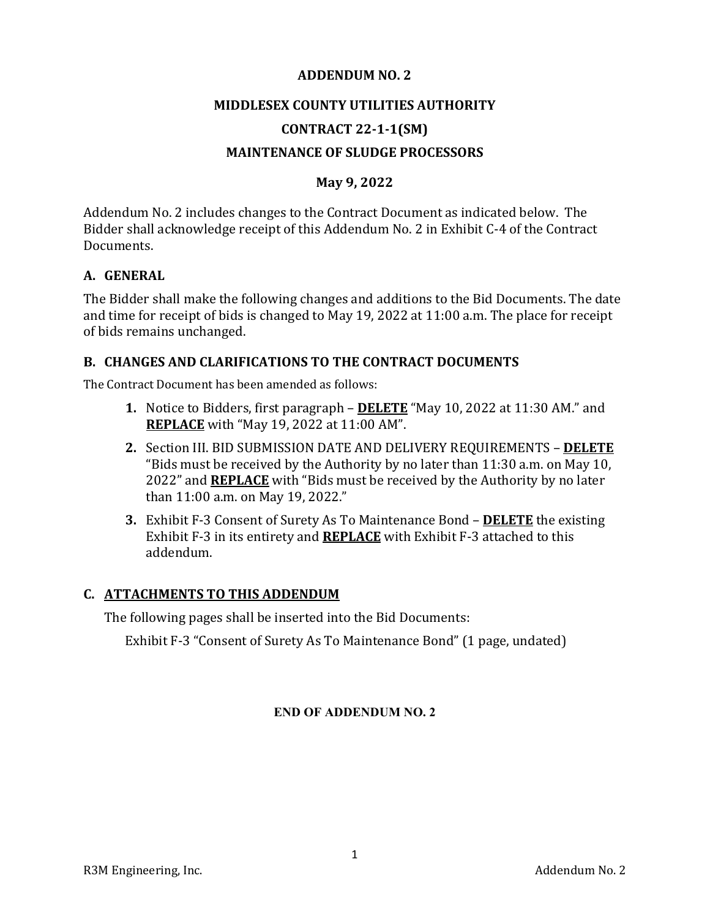# ADDENDUM NO. 2

# MIDDLESEX COUNTY UTILITIES AUTHORITY

# CONTRACT 22-1-1(SM)

# MAINTENANCE OF SLUDGE PROCESSORS

**May 9, 2022**

Addendum No. 2 includes changes to the Contract Document as indicated below. The Bidder shall acknowledge receipt of this Addendum No. 2 in Exhibit C-4 of the Contract Documents.

## A. GENERAL

The Bidder shall make the following changes and additions to the Bid Documents. The date and time for receipt of bids is changed to May 19, 2022 at 11:00 a.m. The place for receipt of bids remains unchanged.

## B. CHANGES AND CLARIFICATIONS TO THE CONTRACT DOCUMENTS

The Contract Document has been amended as follows:

1. Notice to Bidders, first paragraph – **DELETE** "May 10, 2022 at 11:30 AM." and **REPLACE** with "May 19, 2022 at 11:00 AM".
2. Section III. BID SUBMISSION DATE AND DELIVERY REQUIREMENTS – **DELETE** "Bids must be received by the Authority by no later than 11:30 a.m. on May 10, 2022" and **REPLACE** with "Bids must be received by the Authority by no later than 11:00 a.m. on May 19, 2022."
3. Exhibit F-3 Consent of Surety As To Maintenance Bond – **DELETE** the existing Exhibit F-3 in its entirety and **REPLACE** with Exhibit F-3 attached to this addendum.

## C. ATTACHMENTS TO THIS ADDENDUM

The following pages shall be inserted into the Bid Documents:

Exhibit F-3 "Consent of Surety As To Maintenance Bond" (1 page, undated)

**END OF ADDENDUM NO. 2**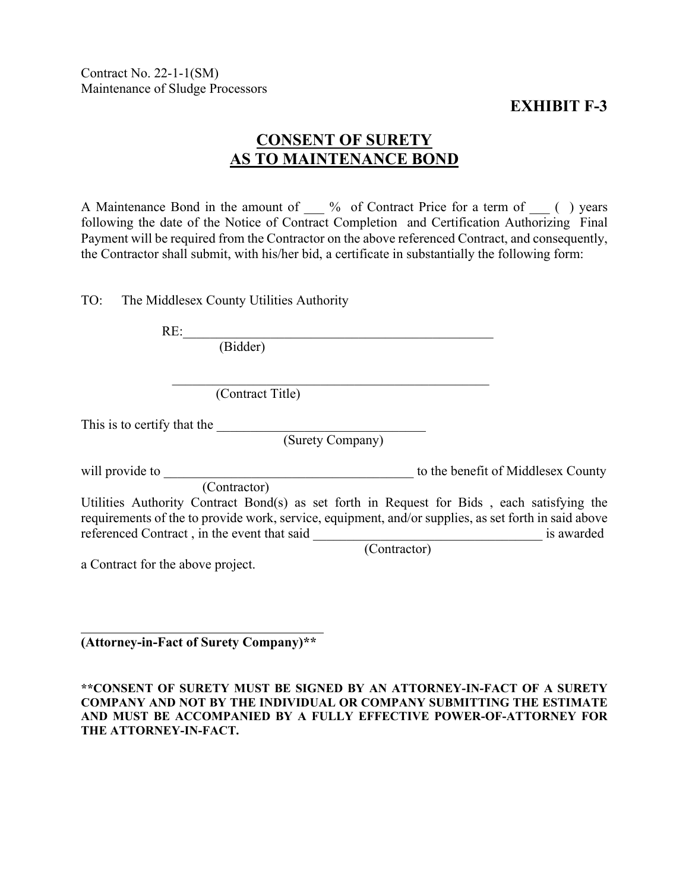Contract No. 22-1-1(SM)
Maintenance of Sludge Processors

**EXHIBIT F-3**

# CONSENT OF SURETY AS TO MAINTENANCE BOND

A Maintenance Bond in the amount of ___ % of Contract Price for a term of ___ ( ) years following the date of the Notice of Contract Completion and Certification Authorizing Final Payment will be required from the Contractor on the above referenced Contract, and consequently, the Contractor shall submit, with his/her bid, a certificate in substantially the following form:

TO: The Middlesex County Utilities Authority

RE:_________________________________________________
(Bidder)

_________________________________________________
(Contract Title)

This is to certify that the _______________________________
(Surety Company)

will provide to ______________________________________ to the benefit of Middlesex County
(Contractor)
Utilities Authority Contract Bond(s) as set forth in Request for Bids , each satisfying the requirements of the to provide work, service, equipment, and/or supplies, as set forth in said above referenced Contract , in the event that said __________________________________ is awarded
(Contractor)
a Contract for the above project.

_____________________________________
**(Attorney-in-Fact of Surety Company)****

****CONSENT OF SURETY MUST BE SIGNED BY AN ATTORNEY-IN-FACT OF A SURETY COMPANY AND NOT BY THE INDIVIDUAL OR COMPANY SUBMITTING THE ESTIMATE AND MUST BE ACCOMPANIED BY A FULLY EFFECTIVE POWER-OF-ATTORNEY FOR THE ATTORNEY-IN-FACT.**